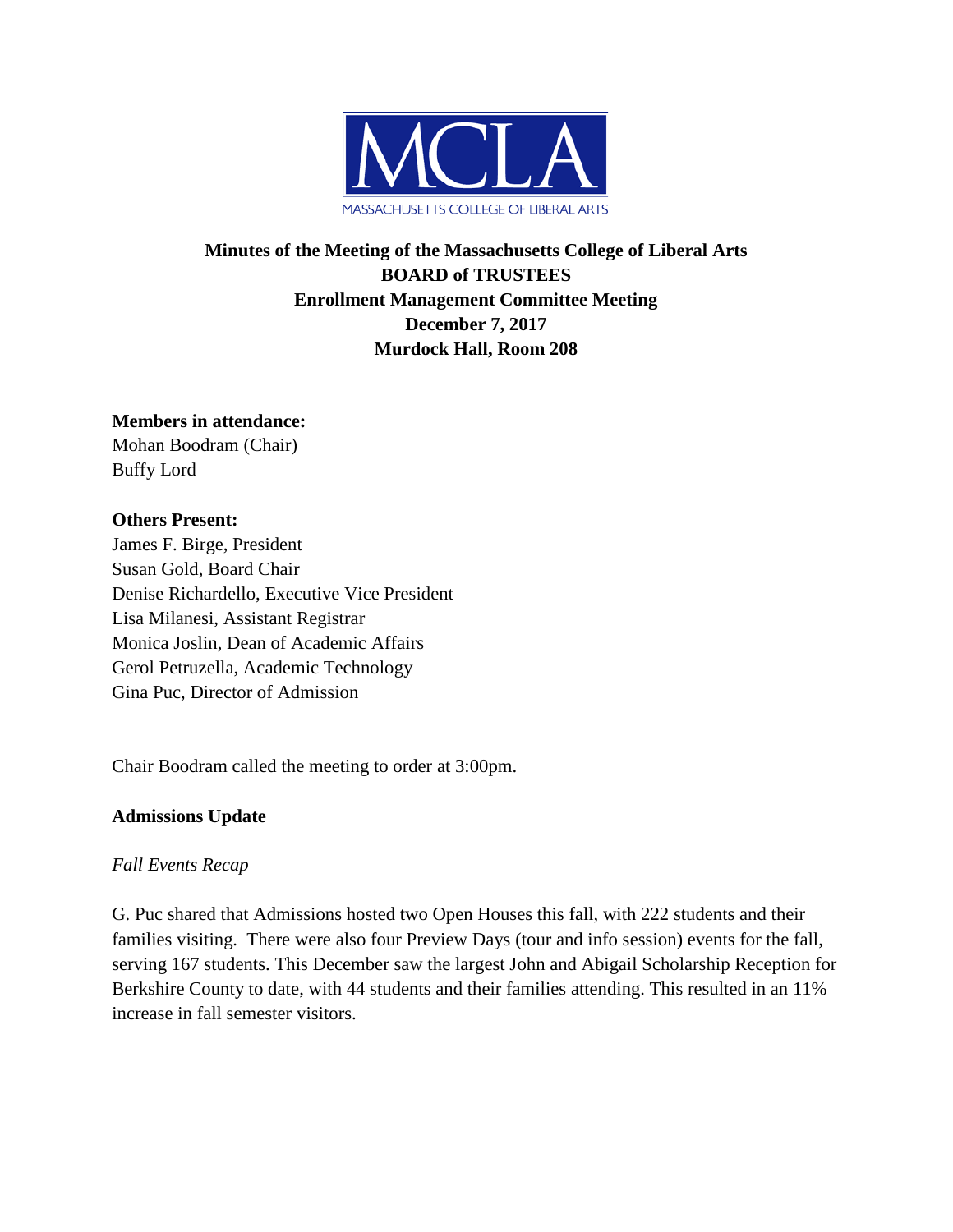MCLA

MASSACHUSETTS COLLEGE OF LIBERAL ARTS

**Minutes of the Meeting of the Massachusetts College of Liberal Arts**
**BOARD of TRUSTEES**
**Enrollment Management Committee Meeting**
**December 7, 2017**
**Murdock Hall, Room 208**

**Members in attendance:**
Mohan Boodram (Chair)
Buffy Lord

**Others Present:**
James F. Birge, President
Susan Gold, Board Chair
Denise Richardello, Executive Vice President
Lisa Milanesi, Assistant Registrar
Monica Joslin, Dean of Academic Affairs
Gerol Petruzella, Academic Technology
Gina Puc, Director of Admission

Chair Boodram called the meeting to order at 3:00pm.

**Admissions Update**

*Fall Events Recap*

G. Puc shared that Admissions hosted two Open Houses this fall, with 222 students and their families visiting. There were also four Preview Days (tour and info session) events for the fall, serving 167 students. This December saw the largest John and Abigail Scholarship Reception for Berkshire County to date, with 44 students and their families attending. This resulted in an 11% increase in fall semester visitors.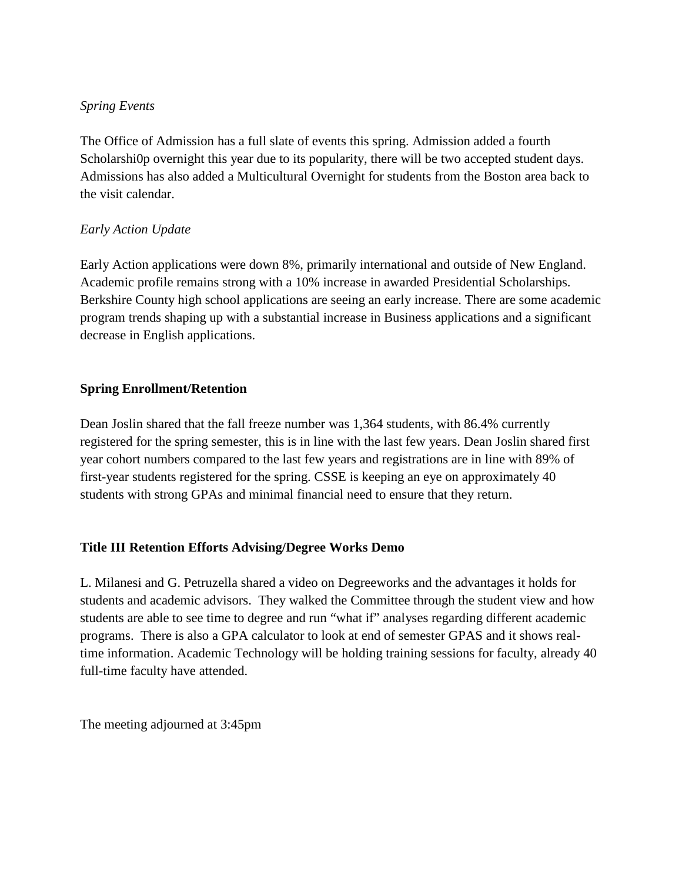*Spring Events*

The Office of Admission has a full slate of events this spring. Admission added a fourth Scholarshi0p overnight this year due to its popularity, there will be two accepted student days. Admissions has also added a Multicultural Overnight for students from the Boston area back to the visit calendar.

*Early Action Update*

Early Action applications were down 8%, primarily international and outside of New England. Academic profile remains strong with a 10% increase in awarded Presidential Scholarships. Berkshire County high school applications are seeing an early increase. There are some academic program trends shaping up with a substantial increase in Business applications and a significant decrease in English applications.

**Spring Enrollment/Retention**

Dean Joslin shared that the fall freeze number was 1,364 students, with 86.4% currently registered for the spring semester, this is in line with the last few years. Dean Joslin shared first year cohort numbers compared to the last few years and registrations are in line with 89% of first-year students registered for the spring. CSSE is keeping an eye on approximately 40 students with strong GPAs and minimal financial need to ensure that they return.

**Title III Retention Efforts Advising/Degree Works Demo**

L. Milanesi and G. Petruzella shared a video on Degreeworks and the advantages it holds for students and academic advisors. They walked the Committee through the student view and how students are able to see time to degree and run "what if" analyses regarding different academic programs. There is also a GPA calculator to look at end of semester GPAS and it shows real-time information. Academic Technology will be holding training sessions for faculty, already 40 full-time faculty have attended.

The meeting adjourned at 3:45pm